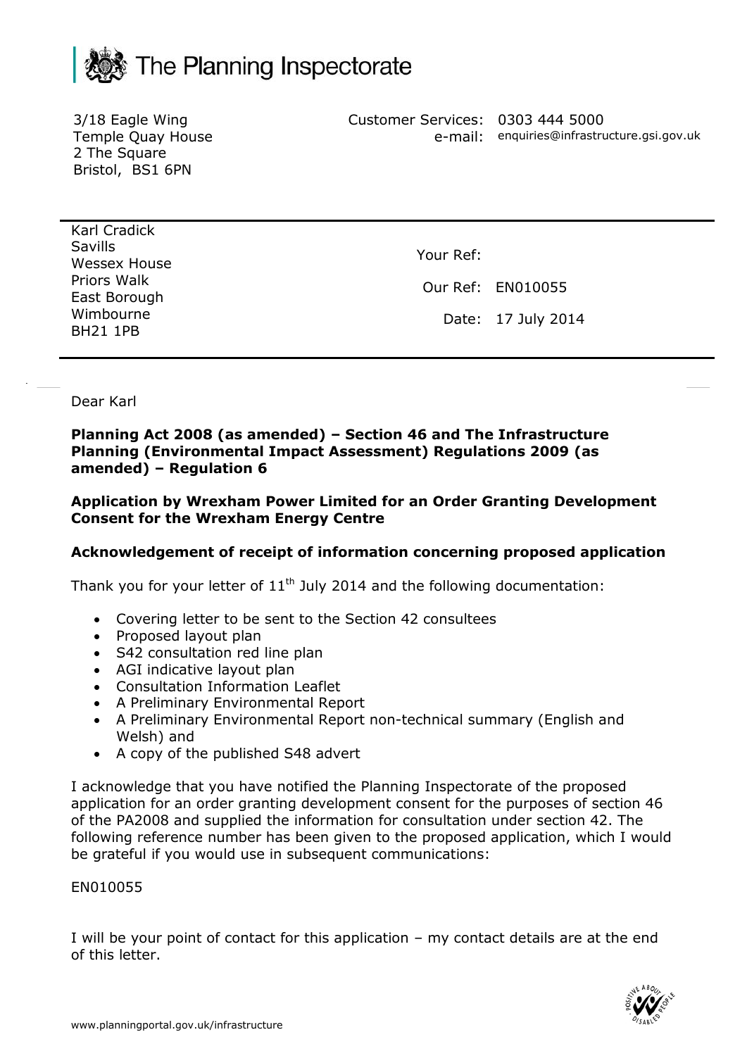The Planning Inspectorate

3/18 Eagle Wing
Temple Quay House
2 The Square
Bristol, BS1 6PN

Customer Services: 0303 444 5000
e-mail: enquiries@infrastructure.gsi.gov.uk

Karl Cradick
Savills
Wessex House
Priors Walk
East Borough
Wimbourne
BH21 1PB

Your Ref:

Our Ref: EN010055

Date: 17 July 2014

Dear Karl

**Planning Act 2008 (as amended) – Section 46 and The Infrastructure Planning (Environmental Impact Assessment) Regulations 2009 (as amended) – Regulation 6**

**Application by Wrexham Power Limited for an Order Granting Development Consent for the Wrexham Energy Centre**

**Acknowledgement of receipt of information concerning proposed application**

Thank you for your letter of 11th July 2014 and the following documentation:

- Covering letter to be sent to the Section 42 consultees
- Proposed layout plan
- S42 consultation red line plan
- AGI indicative layout plan
- Consultation Information Leaflet
- A Preliminary Environmental Report
- A Preliminary Environmental Report non-technical summary (English and Welsh) and
- A copy of the published S48 advert

I acknowledge that you have notified the Planning Inspectorate of the proposed application for an order granting development consent for the purposes of section 46 of the PA2008 and supplied the information for consultation under section 42. The following reference number has been given to the proposed application, which I would be grateful if you would use in subsequent communications:

EN010055

I will be your point of contact for this application – my contact details are at the end of this letter.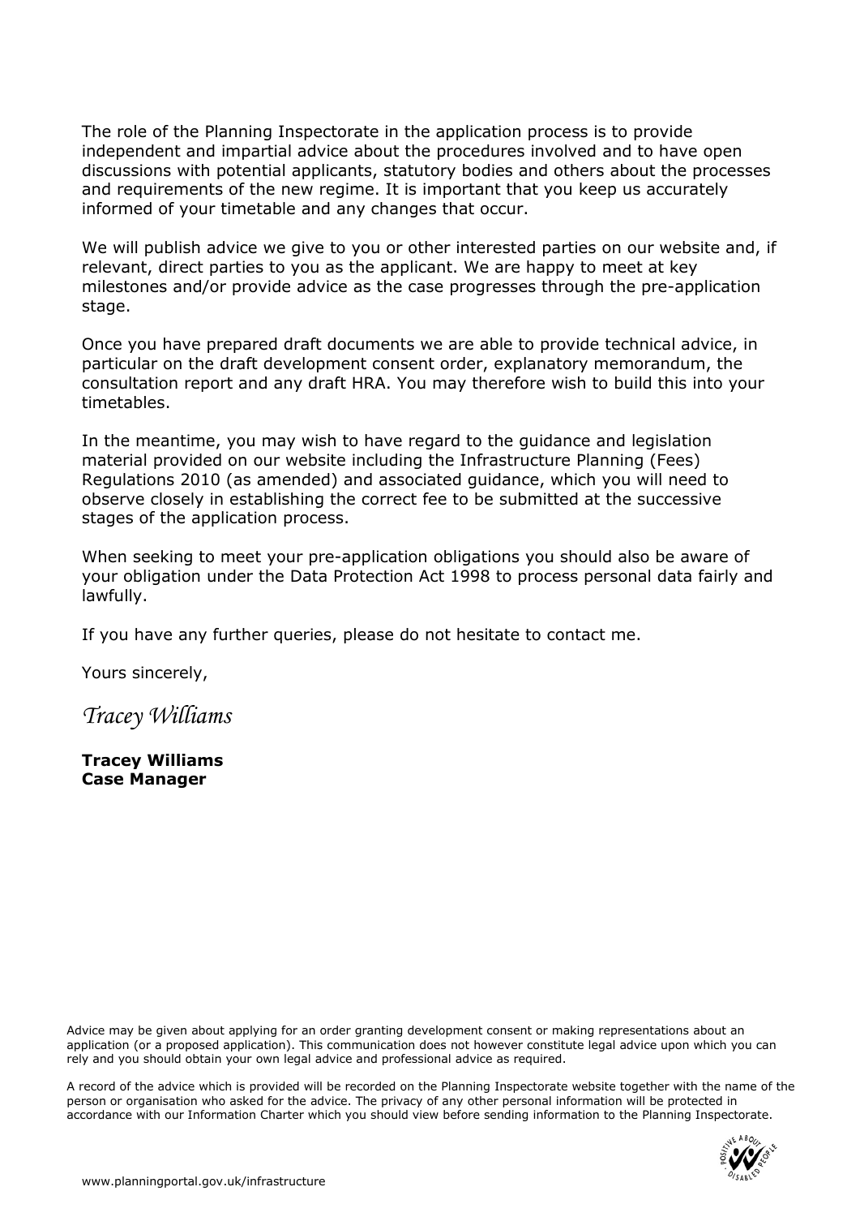The role of the Planning Inspectorate in the application process is to provide independent and impartial advice about the procedures involved and to have open discussions with potential applicants, statutory bodies and others about the processes and requirements of the new regime. It is important that you keep us accurately informed of your timetable and any changes that occur.

We will publish advice we give to you or other interested parties on our website and, if relevant, direct parties to you as the applicant. We are happy to meet at key milestones and/or provide advice as the case progresses through the pre-application stage.

Once you have prepared draft documents we are able to provide technical advice, in particular on the draft development consent order, explanatory memorandum, the consultation report and any draft HRA. You may therefore wish to build this into your timetables.

In the meantime, you may wish to have regard to the guidance and legislation material provided on our website including the Infrastructure Planning (Fees) Regulations 2010 (as amended) and associated guidance, which you will need to observe closely in establishing the correct fee to be submitted at the successive stages of the application process.

When seeking to meet your pre-application obligations you should also be aware of your obligation under the Data Protection Act 1998 to process personal data fairly and lawfully.

If you have any further queries, please do not hesitate to contact me.

Yours sincerely,

*Tracey Williams*

**Tracey Williams**
**Case Manager**

Advice may be given about applying for an order granting development consent or making representations about an application (or a proposed application). This communication does not however constitute legal advice upon which you can rely and you should obtain your own legal advice and professional advice as required.

A record of the advice which is provided will be recorded on the Planning Inspectorate website together with the name of the person or organisation who asked for the advice. The privacy of any other personal information will be protected in accordance with our Information Charter which you should view before sending information to the Planning Inspectorate.

www.planningportal.gov.uk/infrastructure